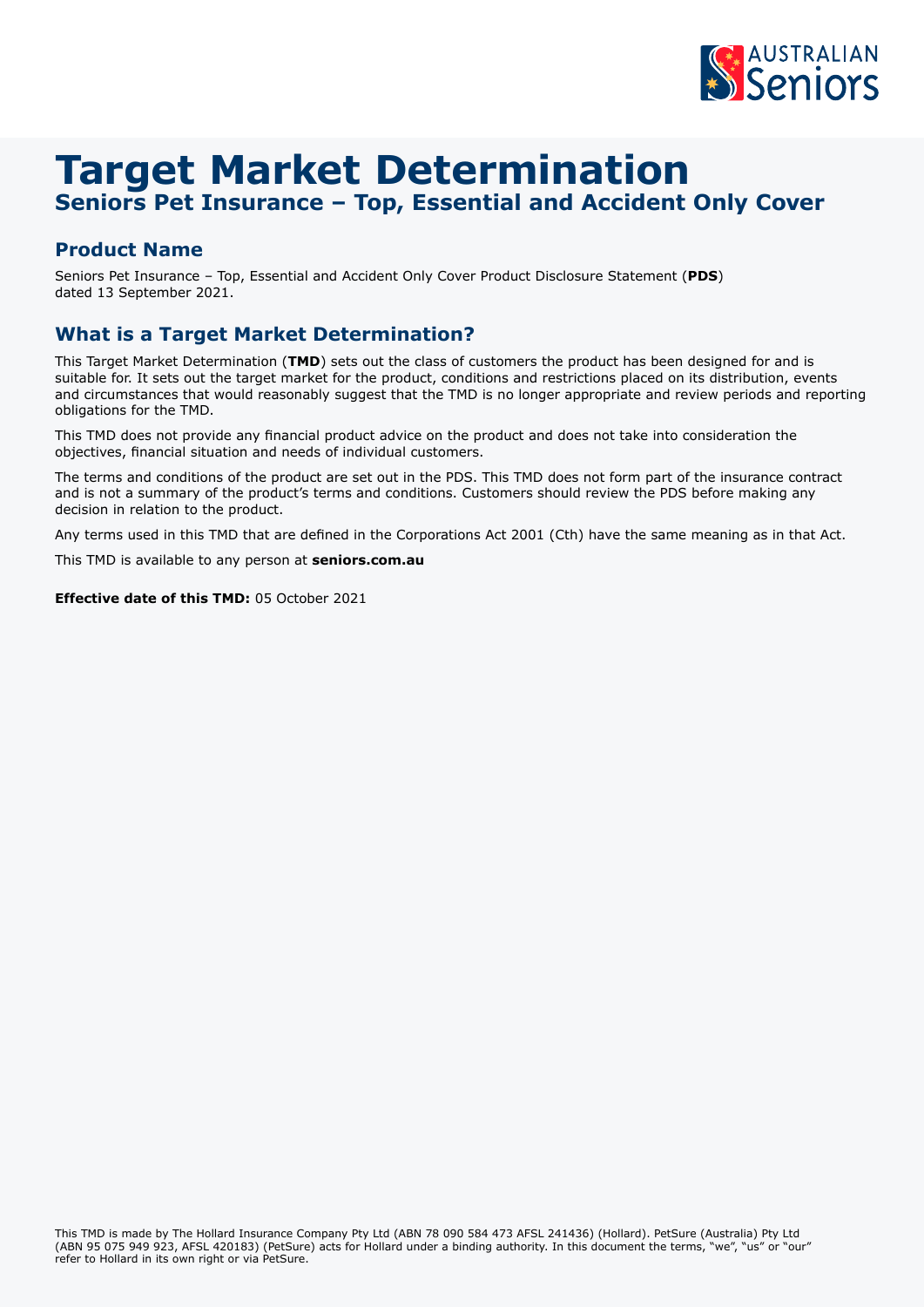# Target Market Determination

## Seniors Pet Insurance – Top, Essential and Accident Only Cover

### Product Name

Seniors Pet Insurance – Top, Essential and Accident Only Cover Product Disclosure Statement (**PDS**) dated 13 September 2021.

### What is a Target Market Determination?

This Target Market Determination (**TMD**) sets out the class of customers the product has been designed for and is suitable for. It sets out the target market for the product, conditions and restrictions placed on its distribution, events and circumstances that would reasonably suggest that the TMD is no longer appropriate and review periods and reporting obligations for the TMD.

This TMD does not provide any financial product advice on the product and does not take into consideration the objectives, financial situation and needs of individual customers.

The terms and conditions of the product are set out in the PDS. This TMD does not form part of the insurance contract and is not a summary of the product's terms and conditions. Customers should review the PDS before making any decision in relation to the product.

Any terms used in this TMD that are defined in the Corporations Act 2001 (Cth) have the same meaning as in that Act.

This TMD is available to any person at **seniors.com.au**

**Effective date of this TMD:** 05 October 2021

This TMD is made by The Hollard Insurance Company Pty Ltd (ABN 78 090 584 473 AFSL 241436) (Hollard). PetSure (Australia) Pty Ltd (ABN 95 075 949 923, AFSL 420183) (PetSure) acts for Hollard under a binding authority. In this document the terms, "we", "us" or "our" refer to Hollard in its own right or via PetSure.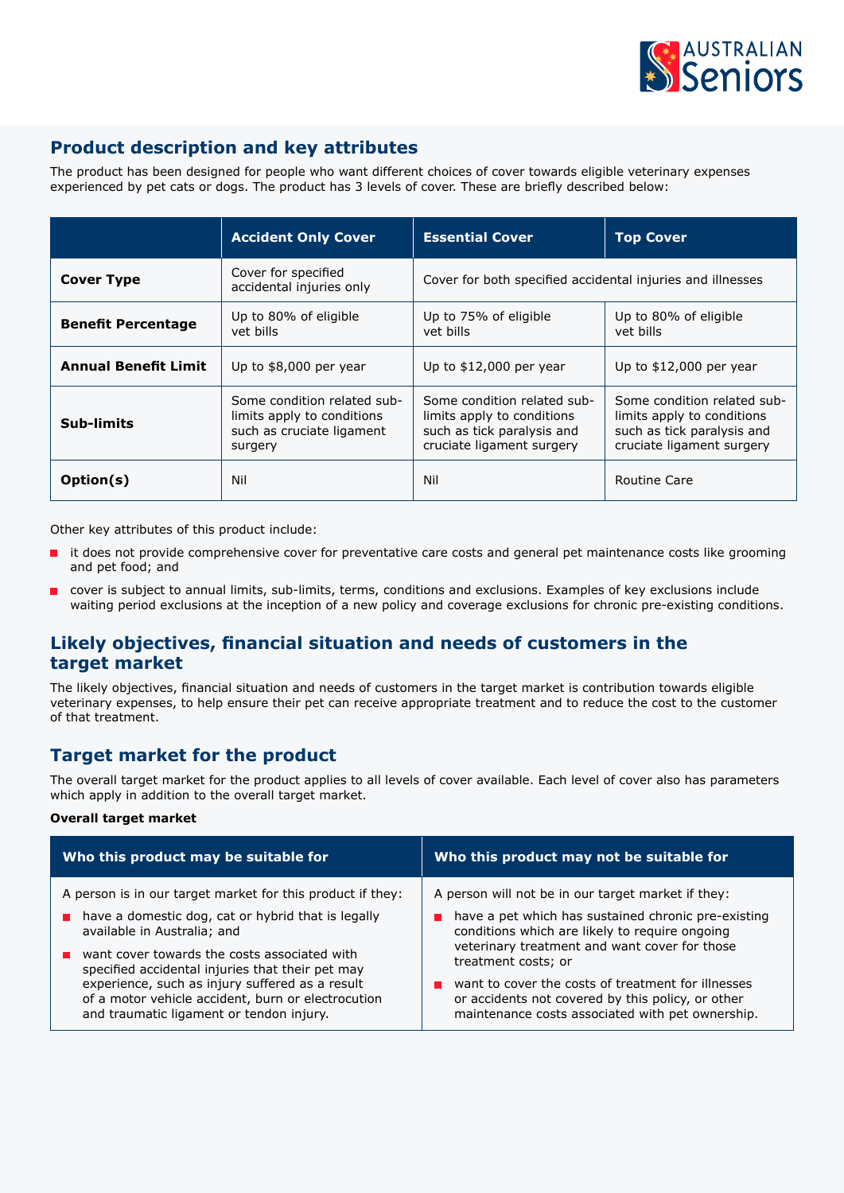## Product description and key attributes

The product has been designed for people who want different choices of cover towards eligible veterinary expenses experienced by pet cats or dogs. The product has 3 levels of cover. These are briefly described below:

| | Accident Only Cover | Essential Cover | Top Cover |
|---|---|---|---|
| **Cover Type** | Cover for specified accidental injuries only | Cover for both specified accidental injuries and illnesses | |
| **Benefit Percentage** | Up to 80% of eligible vet bills | Up to 75% of eligible vet bills | Up to 80% of eligible vet bills |
| **Annual Benefit Limit** | Up to $8,000 per year | Up to $12,000 per year | Up to $12,000 per year |
| **Sub-limits** | Some condition related sub-limits apply to conditions such as cruciate ligament surgery | Some condition related sub-limits apply to conditions such as tick paralysis and cruciate ligament surgery | Some condition related sub-limits apply to conditions such as tick paralysis and cruciate ligament surgery |
| **Option(s)** | Nil | Nil | Routine Care |

Other key attributes of this product include:

- it does not provide comprehensive cover for preventative care costs and general pet maintenance costs like grooming and pet food; and
- cover is subject to annual limits, sub-limits, terms, conditions and exclusions. Examples of key exclusions include waiting period exclusions at the inception of a new policy and coverage exclusions for chronic pre-existing conditions.

## Likely objectives, financial situation and needs of customers in the target market

The likely objectives, financial situation and needs of customers in the target market is contribution towards eligible veterinary expenses, to help ensure their pet can receive appropriate treatment and to reduce the cost to the customer of that treatment.

## Target market for the product

The overall target market for the product applies to all levels of cover available. Each level of cover also has parameters which apply in addition to the overall target market.

**Overall target market**

| Who this product may be suitable for | Who this product may not be suitable for |
|---|---|
| A person is in our target market for this product if they:<br>- have a domestic dog, cat or hybrid that is legally available in Australia; and<br>- want cover towards the costs associated with specified accidental injuries that their pet may experience, such as injury suffered as a result of a motor vehicle accident, burn or electrocution and traumatic ligament or tendon injury. | A person will not be in our target market if they:<br>- have a pet which has sustained chronic pre-existing conditions which are likely to require ongoing veterinary treatment and want cover for those treatment costs; or<br>- want to cover the costs of treatment for illnesses or accidents not covered by this policy, or other maintenance costs associated with pet ownership. |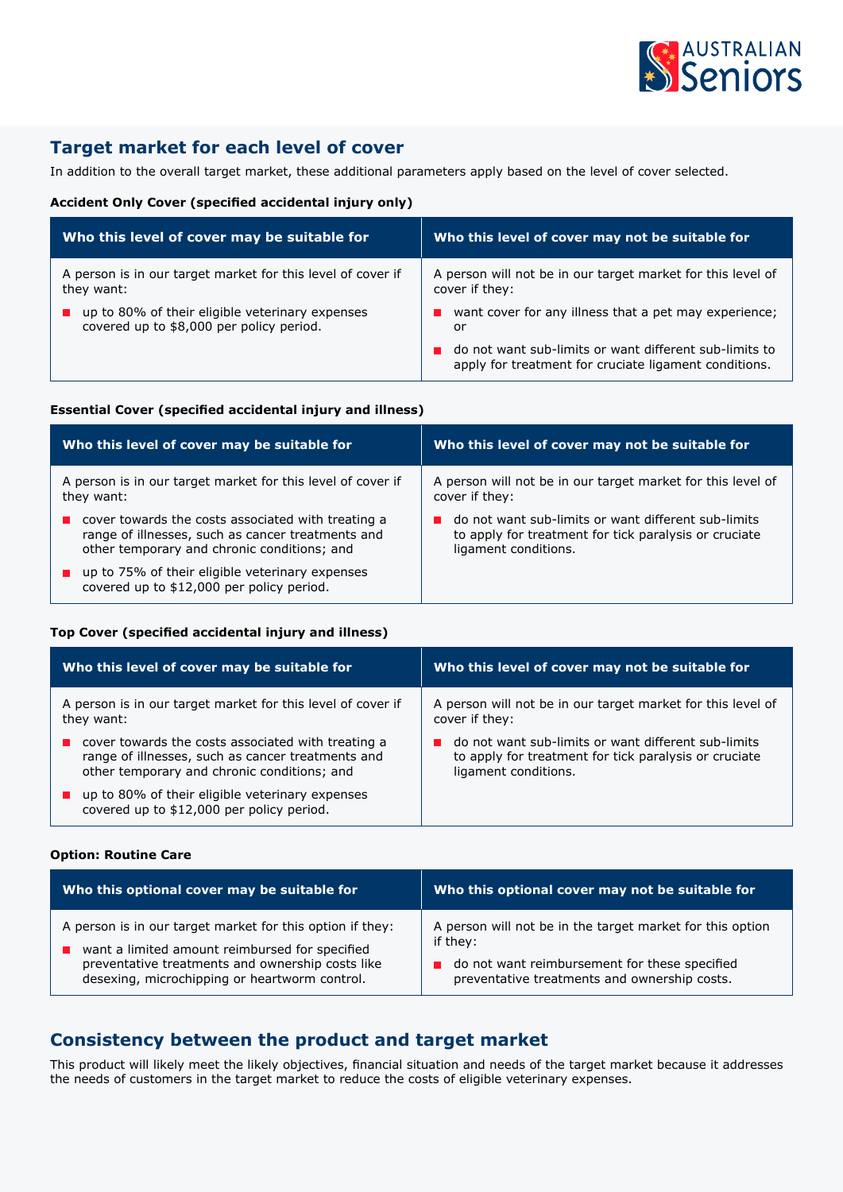## Target market for each level of cover

In addition to the overall target market, these additional parameters apply based on the level of cover selected.

**Accident Only Cover (specified accidental injury only)**

| Who this level of cover may be suitable for | Who this level of cover may not be suitable for |
|---|---|
| A person is in our target market for this level of cover if they want:<br>■ up to 80% of their eligible veterinary expenses covered up to $8,000 per policy period. | A person will not be in our target market for this level of cover if they:<br>■ want cover for any illness that a pet may experience; or<br>■ do not want sub-limits or want different sub-limits to apply for treatment for cruciate ligament conditions. |

**Essential Cover (specified accidental injury and illness)**

| Who this level of cover may be suitable for | Who this level of cover may not be suitable for |
|---|---|
| A person is in our target market for this level of cover if they want:<br>■ cover towards the costs associated with treating a range of illnesses, such as cancer treatments and other temporary and chronic conditions; and<br>■ up to 75% of their eligible veterinary expenses covered up to $12,000 per policy period. | A person will not be in our target market for this level of cover if they:<br>■ do not want sub-limits or want different sub-limits to apply for treatment for tick paralysis or cruciate ligament conditions. |

**Top Cover (specified accidental injury and illness)**

| Who this level of cover may be suitable for | Who this level of cover may not be suitable for |
|---|---|
| A person is in our target market for this level of cover if they want:<br>■ cover towards the costs associated with treating a range of illnesses, such as cancer treatments and other temporary and chronic conditions; and<br>■ up to 80% of their eligible veterinary expenses covered up to $12,000 per policy period. | A person will not be in our target market for this level of cover if they:<br>■ do not want sub-limits or want different sub-limits to apply for treatment for tick paralysis or cruciate ligament conditions. |

**Option: Routine Care**

| Who this optional cover may be suitable for | Who this optional cover may not be suitable for |
|---|---|
| A person is in our target market for this option if they:<br>■ want a limited amount reimbursed for specified preventative treatments and ownership costs like desexing, microchipping or heartworm control. | A person will not be in the target market for this option if they:<br>■ do not want reimbursement for these specified preventative treatments and ownership costs. |

## Consistency between the product and target market

This product will likely meet the likely objectives, financial situation and needs of the target market because it addresses the needs of customers in the target market to reduce the costs of eligible veterinary expenses.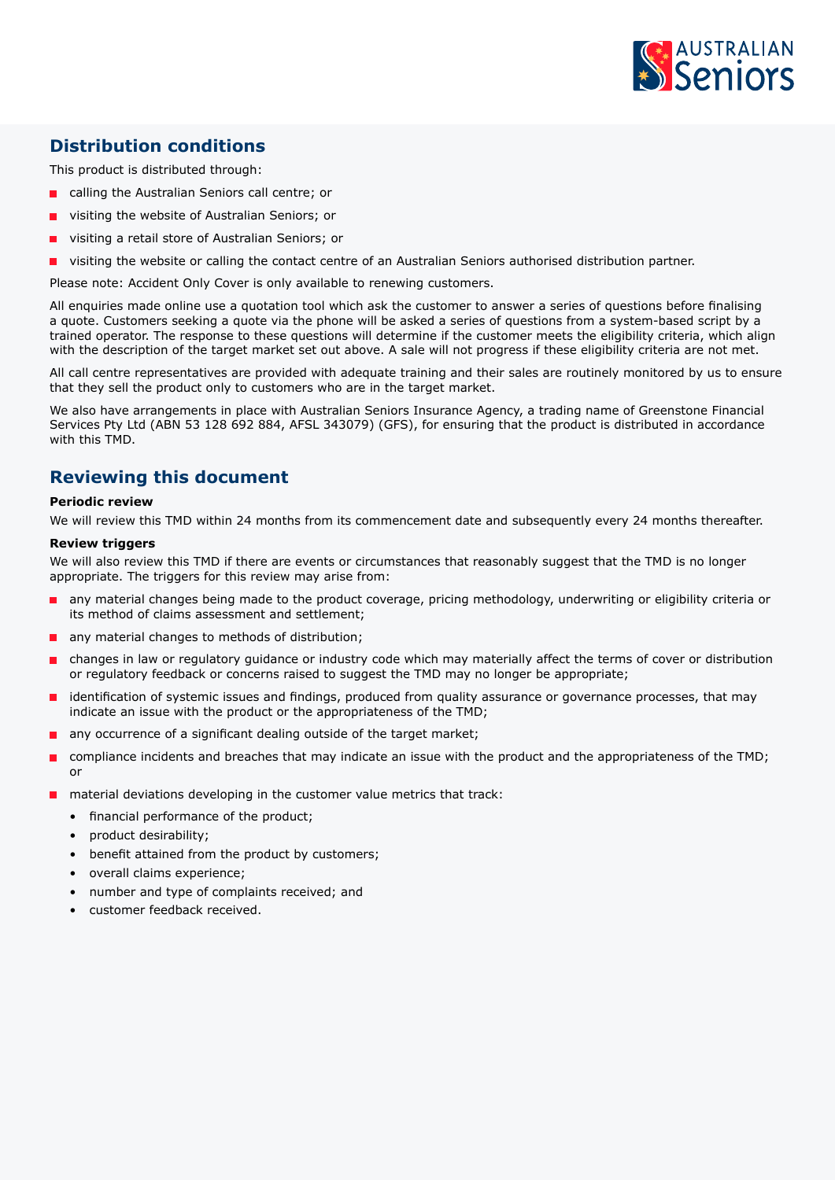## Distribution conditions

This product is distributed through:

- calling the Australian Seniors call centre; or
- visiting the website of Australian Seniors; or
- visiting a retail store of Australian Seniors; or
- visiting the website or calling the contact centre of an Australian Seniors authorised distribution partner.

Please note: Accident Only Cover is only available to renewing customers.

All enquiries made online use a quotation tool which ask the customer to answer a series of questions before finalising a quote. Customers seeking a quote via the phone will be asked a series of questions from a system-based script by a trained operator. The response to these questions will determine if the customer meets the eligibility criteria, which align with the description of the target market set out above. A sale will not progress if these eligibility criteria are not met.

All call centre representatives are provided with adequate training and their sales are routinely monitored by us to ensure that they sell the product only to customers who are in the target market.

We also have arrangements in place with Australian Seniors Insurance Agency, a trading name of Greenstone Financial Services Pty Ltd (ABN 53 128 692 884, AFSL 343079) (GFS), for ensuring that the product is distributed in accordance with this TMD.

## Reviewing this document

**Periodic review**

We will review this TMD within 24 months from its commencement date and subsequently every 24 months thereafter.

**Review triggers**

We will also review this TMD if there are events or circumstances that reasonably suggest that the TMD is no longer appropriate. The triggers for this review may arise from:

- any material changes being made to the product coverage, pricing methodology, underwriting or eligibility criteria or its method of claims assessment and settlement;
- any material changes to methods of distribution;
- changes in law or regulatory guidance or industry code which may materially affect the terms of cover or distribution or regulatory feedback or concerns raised to suggest the TMD may no longer be appropriate;
- identification of systemic issues and findings, produced from quality assurance or governance processes, that may indicate an issue with the product or the appropriateness of the TMD;
- any occurrence of a significant dealing outside of the target market;
- compliance incidents and breaches that may indicate an issue with the product and the appropriateness of the TMD; or
- material deviations developing in the customer value metrics that track:
  - financial performance of the product;
  - product desirability;
  - benefit attained from the product by customers;
  - overall claims experience;
  - number and type of complaints received; and
  - customer feedback received.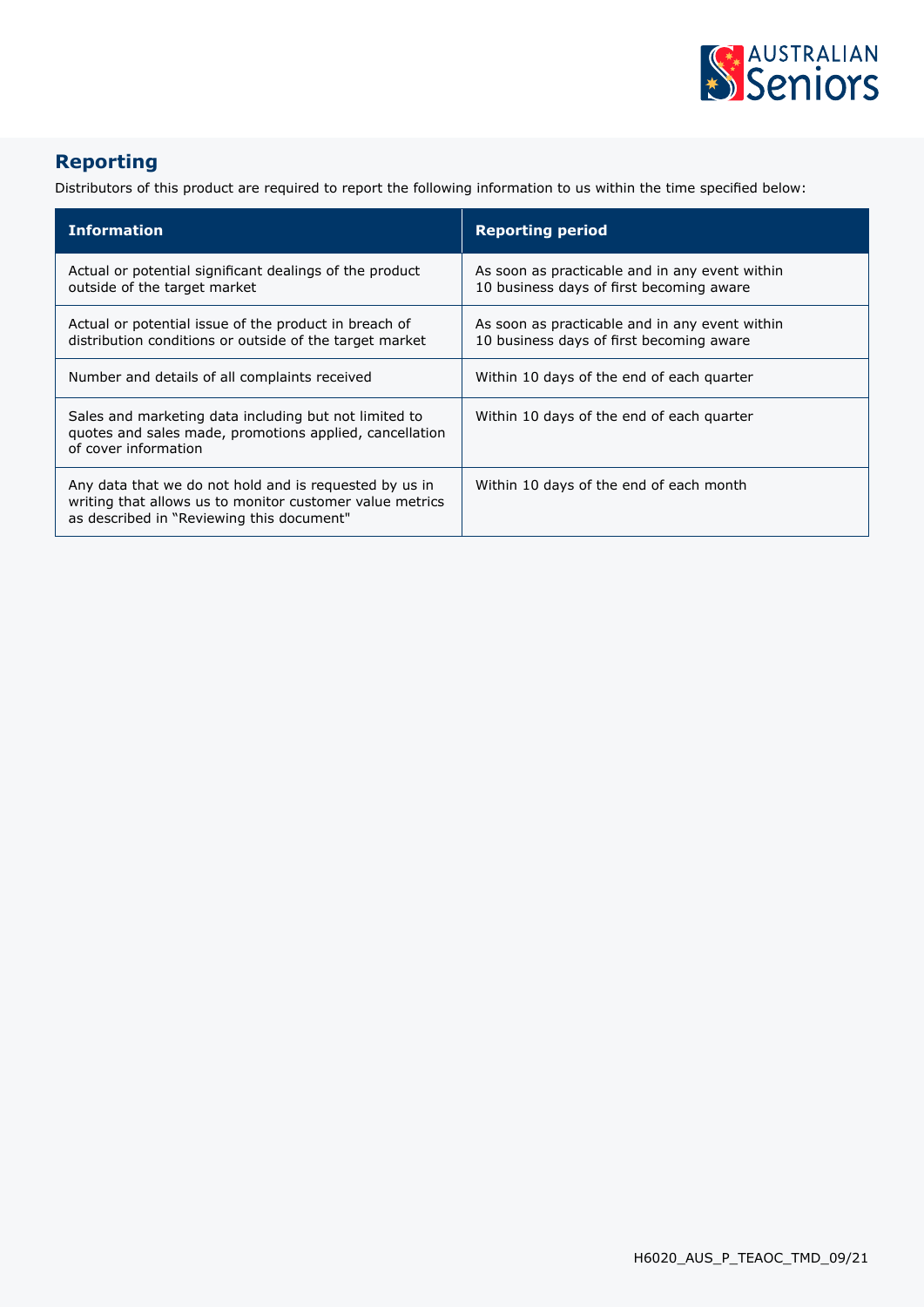## Reporting

Distributors of this product are required to report the following information to us within the time specified below:

| Information | Reporting period |
|---|---|
| Actual or potential significant dealings of the product outside of the target market | As soon as practicable and in any event within 10 business days of first becoming aware |
| Actual or potential issue of the product in breach of distribution conditions or outside of the target market | As soon as practicable and in any event within 10 business days of first becoming aware |
| Number and details of all complaints received | Within 10 days of the end of each quarter |
| Sales and marketing data including but not limited to quotes and sales made, promotions applied, cancellation of cover information | Within 10 days of the end of each quarter |
| Any data that we do not hold and is requested by us in writing that allows us to monitor customer value metrics as described in "Reviewing this document" | Within 10 days of the end of each month |

H6020_AUS_P_TEAOC_TMD_09/21